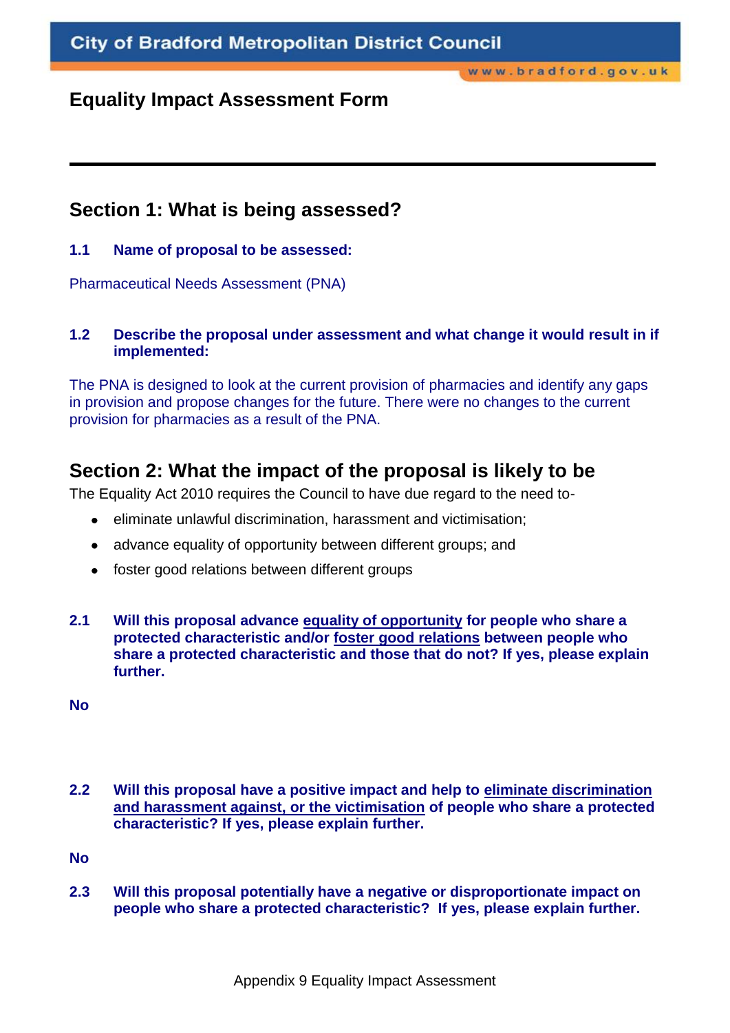City of Bradford Metropolitan District Council

www.bradford.gov.uk

# Equality Impact Assessment Form

---

## Section 1: What is being assessed?

### 1.1 Name of proposal to be assessed:

Pharmaceutical Needs Assessment (PNA)

### 1.2 Describe the proposal under assessment and what change it would result in if implemented:

The PNA is designed to look at the current provision of pharmacies and identify any gaps in provision and propose changes for the future. There were no changes to the current provision for pharmacies as a result of the PNA.

## Section 2: What the impact of the proposal is likely to be

The Equality Act 2010 requires the Council to have due regard to the need to-

- eliminate unlawful discrimination, harassment and victimisation;
- advance equality of opportunity between different groups; and
- foster good relations between different groups

### 2.1 Will this proposal advance equality of opportunity for people who share a protected characteristic and/or foster good relations between people who share a protected characteristic and those that do not? If yes, please explain further.

**No**

### 2.2 Will this proposal have a positive impact and help to eliminate discrimination and harassment against, or the victimisation of people who share a protected characteristic? If yes, please explain further.

**No**

### 2.3 Will this proposal potentially have a negative or disproportionate impact on people who share a protected characteristic? If yes, please explain further.

Appendix 9 Equality Impact Assessment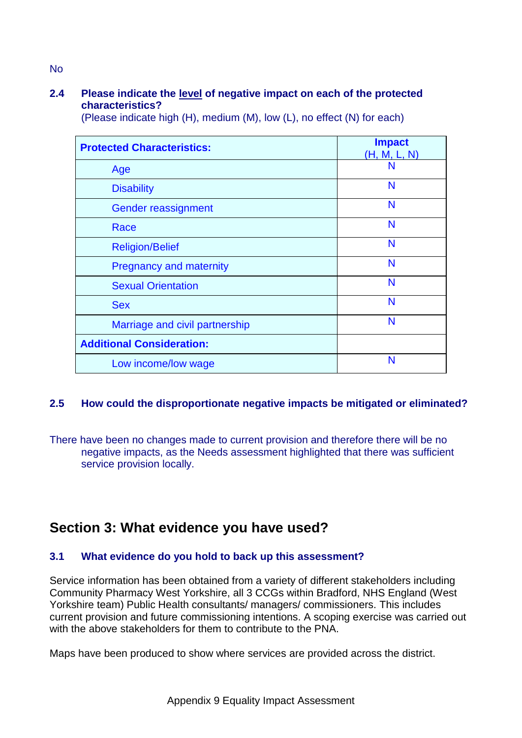No

**2.4 Please indicate the level of negative impact on each of the protected characteristics?**
(Please indicate high (H), medium (M), low (L), no effect (N) for each)

| **Protected Characteristics:** | **Impact** (H, M, L, N) |
|---|---|
| Age | N |
| Disability | N |
| Gender reassignment | N |
| Race | N |
| Religion/Belief | N |
| Pregnancy and maternity | N |
| Sexual Orientation | N |
| Sex | N |
| Marriage and civil partnership | N |
| **Additional Consideration:** | |
| Low income/low wage | N |

**2.5 How could the disproportionate negative impacts be mitigated or eliminated?**

There have been no changes made to current provision and therefore there will be no negative impacts, as the Needs assessment highlighted that there was sufficient service provision locally.

## Section 3: What evidence you have used?

**3.1 What evidence do you hold to back up this assessment?**

Service information has been obtained from a variety of different stakeholders including Community Pharmacy West Yorkshire, all 3 CCGs within Bradford, NHS England (West Yorkshire team) Public Health consultants/ managers/ commissioners. This includes current provision and future commissioning intentions. A scoping exercise was carried out with the above stakeholders for them to contribute to the PNA.

Maps have been produced to show where services are provided across the district.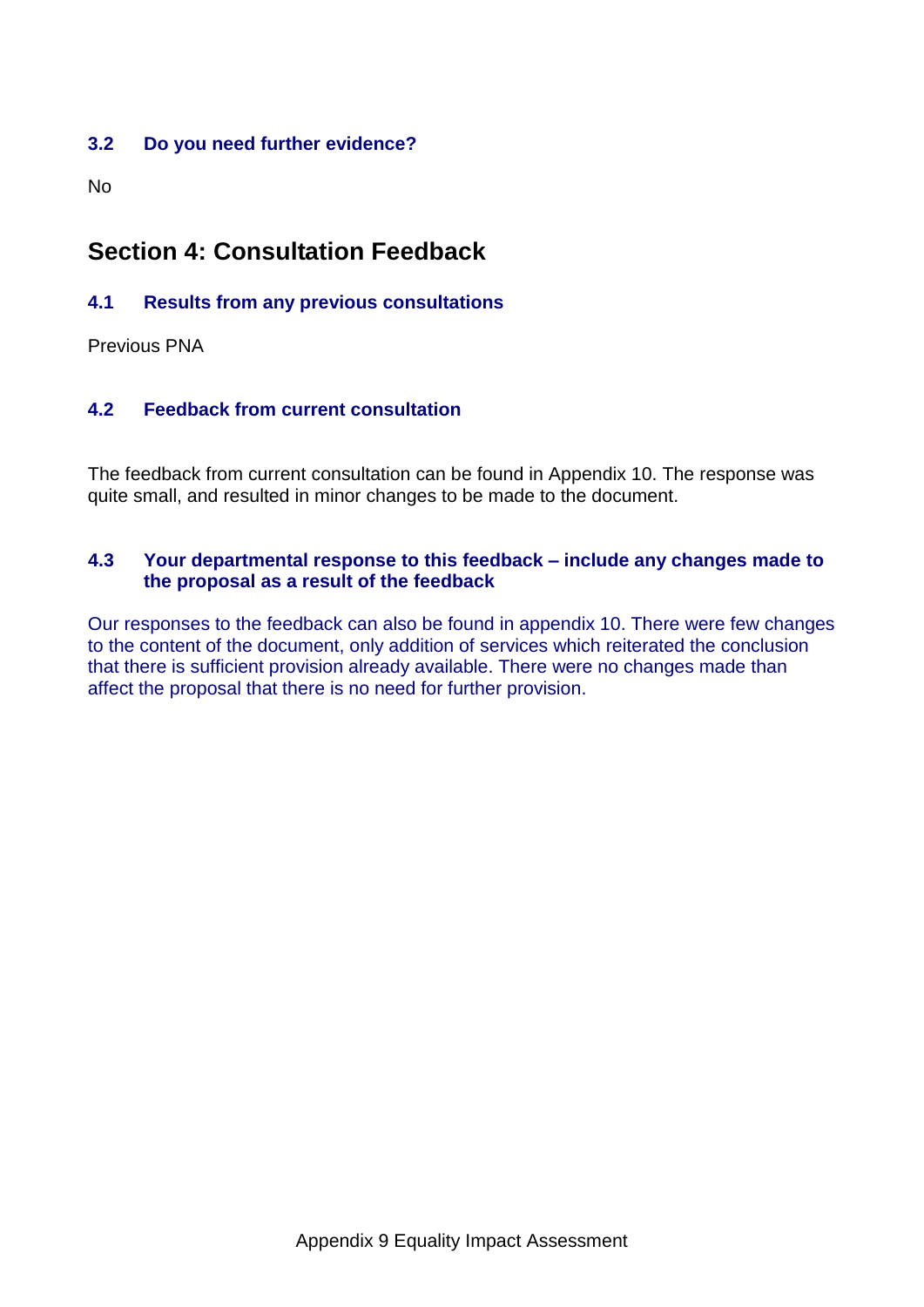### 3.2 Do you need further evidence?

No

## Section 4: Consultation Feedback

### 4.1 Results from any previous consultations

Previous PNA

### 4.2 Feedback from current consultation

The feedback from current consultation can be found in Appendix 10. The response was quite small, and resulted in minor changes to be made to the document.

### 4.3 Your departmental response to this feedback – include any changes made to the proposal as a result of the feedback

Our responses to the feedback can also be found in appendix 10. There were few changes to the content of the document, only addition of services which reiterated the conclusion that there is sufficient provision already available. There were no changes made than affect the proposal that there is no need for further provision.